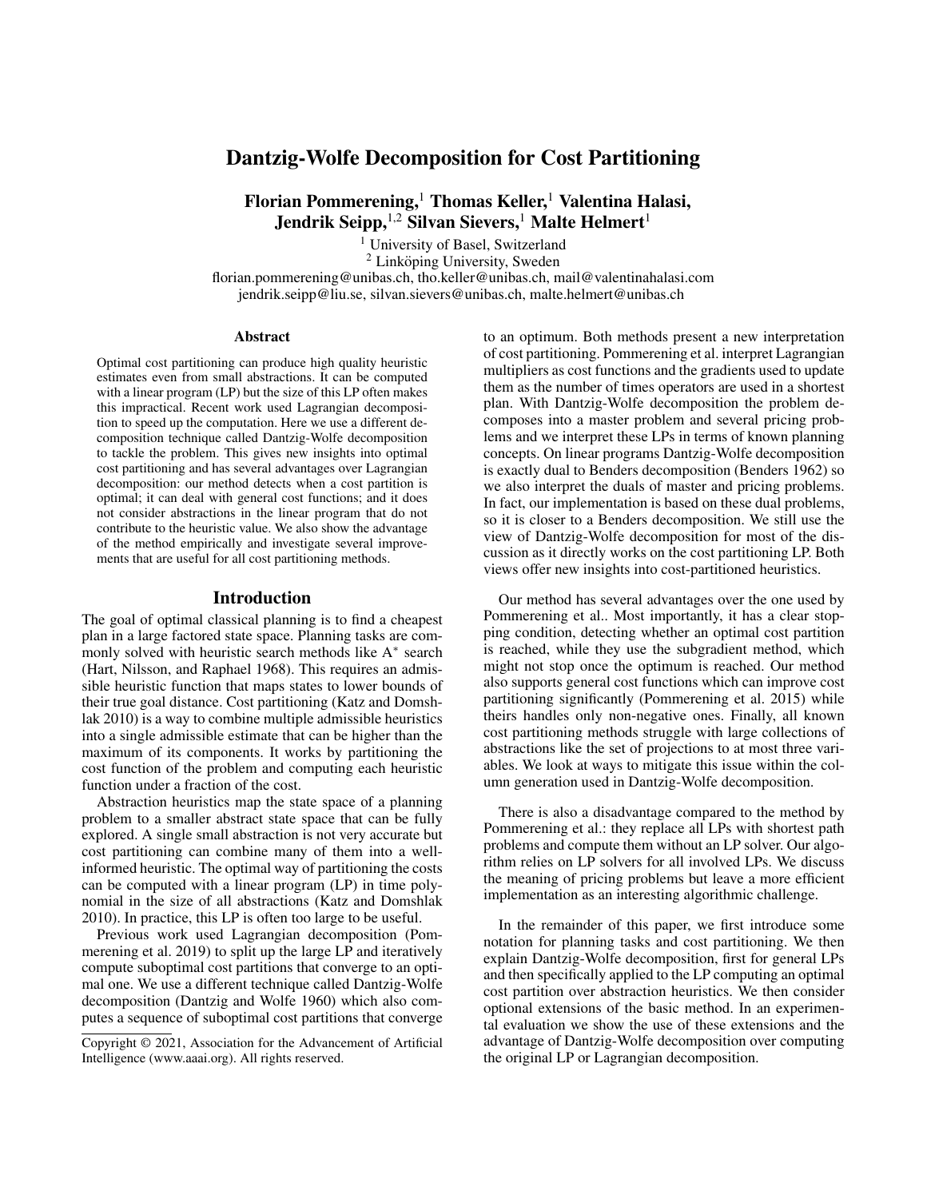# Dantzig-Wolfe Decomposition for Cost Partitioning

**Florian Pommerening,[1] Thomas Keller,[1] Valentina Halasi, Jendrik Seipp,[1,2] Silvan Sievers,[1] Malte Helmert[1]**

[1] University of Basel, Switzerland
[2] Linköping University, Sweden
florian.pommerening@unibas.ch, tho.keller@unibas.ch, mail@valentinahalasi.com
jendrik.seipp@liu.se, silvan.sievers@unibas.ch, malte.helmert@unibas.ch

## Abstract

Optimal cost partitioning can produce high quality heuristic estimates even from small abstractions. It can be computed with a linear program (LP) but the size of this LP often makes this impractical. Recent work used Lagrangian decomposition to speed up the computation. Here we use a different decomposition technique called Dantzig-Wolfe decomposition to tackle the problem. This gives new insights into optimal cost partitioning and has several advantages over Lagrangian decomposition: our method detects when a cost partition is optimal; it can deal with general cost functions; and it does not consider abstractions in the linear program that do not contribute to the heuristic value. We also show the advantage of the method empirically and investigate several improvements that are useful for all cost partitioning methods.

## Introduction

The goal of optimal classical planning is to find a cheapest plan in a large factored state space. Planning tasks are commonly solved with heuristic search methods like A$^*$ search (Hart, Nilsson, and Raphael 1968). This requires an admissible heuristic function that maps states to lower bounds of their true goal distance. Cost partitioning (Katz and Domshlak 2010) is a way to combine multiple admissible heuristics into a single admissible estimate that can be higher than the maximum of its components. It works by partitioning the cost function of the problem and computing each heuristic function under a fraction of the cost.

Abstraction heuristics map the state space of a planning problem to a smaller abstract state space that can be fully explored. A single small abstraction is not very accurate but cost partitioning can combine many of them into a well-informed heuristic. The optimal way of partitioning the costs can be computed with a linear program (LP) in time polynomial in the size of all abstractions (Katz and Domshlak 2010). In practice, this LP is often too large to be useful.

Previous work used Lagrangian decomposition (Pommerening et al. 2019) to split up the large LP and iteratively compute suboptimal cost partitions that converge to an optimal one. We use a different technique called Dantzig-Wolfe decomposition (Dantzig and Wolfe 1960) which also computes a sequence of suboptimal cost partitions that converge to an optimum. Both methods present a new interpretation of cost partitioning. Pommerening et al. interpret Lagrangian multipliers as cost functions and the gradients used to update them as the number of times operators are used in a shortest plan. With Dantzig-Wolfe decomposition the problem decomposes into a master problem and several pricing problems and we interpret these LPs in terms of known planning concepts. On linear programs Dantzig-Wolfe decomposition is exactly dual to Benders decomposition (Benders 1962) so we also interpret the duals of master and pricing problems. In fact, our implementation is based on these dual problems, so it is closer to a Benders decomposition. We still use the view of Dantzig-Wolfe decomposition for most of the discussion as it directly works on the cost partitioning LP. Both views offer new insights into cost-partitioned heuristics.

Our method has several advantages over the one used by Pommerening et al.. Most importantly, it has a clear stopping condition, detecting whether an optimal cost partition is reached, while they use the subgradient method, which might not stop once the optimum is reached. Our method also supports general cost functions which can improve cost partitioning significantly (Pommerening et al. 2015) while theirs handles only non-negative ones. Finally, all known cost partitioning methods struggle with large collections of abstractions like the set of projections to at most three variables. We look at ways to mitigate this issue within the column generation used in Dantzig-Wolfe decomposition.

There is also a disadvantage compared to the method by Pommerening et al.: they replace all LPs with shortest path problems and compute them without an LP solver. Our algorithm relies on LP solvers for all involved LPs. We discuss the meaning of pricing problems but leave a more efficient implementation as an interesting algorithmic challenge.

In the remainder of this paper, we first introduce some notation for planning tasks and cost partitioning. We then explain Dantzig-Wolfe decomposition, first for general LPs and then specifically applied to the LP computing an optimal cost partition over abstraction heuristics. We then consider optional extensions of the basic method. In an experimental evaluation we show the use of these extensions and the advantage of Dantzig-Wolfe decomposition over computing the original LP or Lagrangian decomposition.

Copyright © 2021, Association for the Advancement of Artificial Intelligence (www.aaai.org). All rights reserved.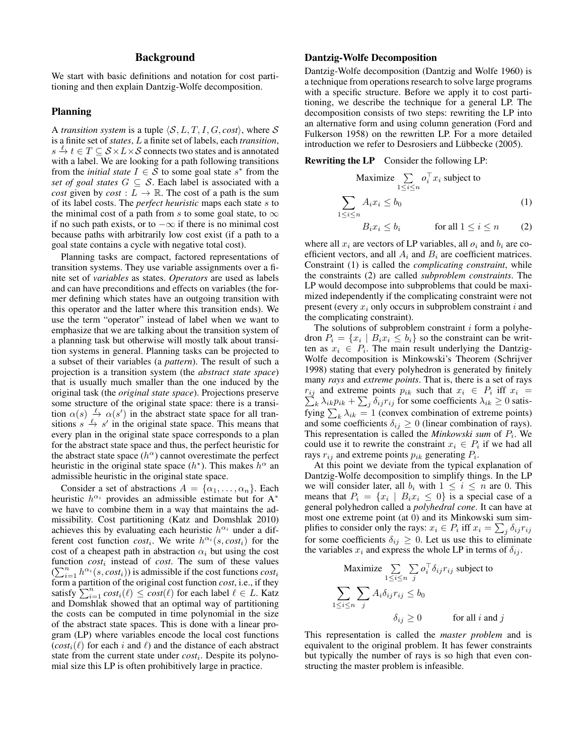## Background

We start with basic definitions and notation for cost partitioning and then explain Dantzig-Wolfe decomposition.

### Planning

A *transition system* is a tuple $\langle \mathcal{S}, L, T, I, G, cost \rangle$, where $\mathcal{S}$ is a finite set of *states*, $L$ a finite set of labels, each *transition*, $s \xrightarrow{\ell} t \in T \subseteq \mathcal{S} \times L \times \mathcal{S}$ connects two states and is annotated with a label. We are looking for a path following transitions from the *initial state* $I \in \mathcal{S}$ to some goal state $s^*$ from the *set of goal states* $G \subseteq \mathcal{S}$. Each label is associated with a *cost* given by $cost : L \to \mathbb{R}$. The cost of a path is the sum of its label costs. The *perfect heuristic* maps each state $s$ to the minimal cost of a path from $s$ to some goal state, to $\infty$ if no such path exists, or to $-\infty$ if there is no minimal cost because paths with arbitrarily low cost exist (if a path to a goal state contains a cycle with negative total cost).

Planning tasks are compact, factored representations of transition systems. They use variable assignments over a finite set of *variables* as states. *Operators* are used as labels and can have preconditions and effects on variables (the former defining which states have an outgoing transition with this operator and the latter where this transition ends). We use the term "operator" instead of label when we want to emphasize that we are talking about the transition system of a planning task but otherwise will mostly talk about transition systems in general. Planning tasks can be projected to a subset of their variables (a *pattern*). The result of such a projection is a transition system (the *abstract state space*) that is usually much smaller than the one induced by the original task (the *original state space*). Projections preserve some structure of the original state space: there is a transition $\alpha(s) \xrightarrow{\ell} \alpha(s')$ in the abstract state space for all transitions $s \xrightarrow{\ell} s'$ in the original state space. This means that every plan in the original state space corresponds to a plan for the abstract state space and thus, the perfect heuristic for the abstract state space ($h^\alpha$) cannot overestimate the perfect heuristic in the original state space ($h^*$). This makes $h^\alpha$ an admissible heuristic in the original state space.

Consider a set of abstractions $A = \{\alpha_1, \ldots, \alpha_n\}$. Each heuristic $h^{\alpha_i}$ provides an admissible estimate but for A$^*$ we have to combine them in a way that maintains the admissibility. Cost partitioning (Katz and Domshlak 2010) achieves this by evaluating each heuristic $h^{\alpha_i}$ under a different cost function $cost_i$. We write $h^{\alpha_i}(s, cost_i)$ for the cost of a cheapest path in abstraction $\alpha_i$ but using the cost function $cost_i$ instead of $cost$. The sum of these values ($\sum_{i=1}^{n} h^{\alpha_i}(s, cost_i)$) is admissible if the cost functions $cost_i$ form a partition of the original cost function $cost$, i.e., if they satisfy $\sum_{i=1}^{n} cost_i(\ell) \leq cost(\ell)$ for each label $\ell \in L$. Katz and Domshlak showed that an optimal way of partitioning the costs can be computed in time polynomial in the size of the abstract state spaces. This is done with a linear program (LP) where variables encode the local cost functions ($cost_i(\ell)$ for each $i$ and $\ell$) and the distance of each abstract state from the current state under $cost_i$. Despite its polynomial size this LP is often prohibitively large in practice.

### Dantzig-Wolfe Decomposition

Dantzig-Wolfe decomposition (Dantzig and Wolfe 1960) is a technique from operations research to solve large programs with a specific structure. Before we apply it to cost partitioning, we describe the technique for a general LP. The decomposition consists of two steps: rewriting the LP into an alternative form and using column generation (Ford and Fulkerson 1958) on the rewritten LP. For a more detailed introduction we refer to Desrosiers and Lübbecke (2005).

**Rewriting the LP** Consider the following LP:

$$\text{Maximize} \sum_{1 \leq i \leq n} o_i^\top x_i \text{ subject to}$$

$$\sum_{1 \leq i \leq n} A_i x_i \leq b_0 \tag{1}$$

$$B_i x_i \leq b_i \qquad \text{for all } 1 \leq i \leq n \tag{2}$$

where all $x_i$ are vectors of LP variables, all $o_i$ and $b_i$ are coefficient vectors, and all $A_i$ and $B_i$ are coefficient matrices. Constraint (1) is called the *complicating constraint*, while the constraints (2) are called *subproblem constraints*. The LP would decompose into subproblems that could be maximized independently if the complicating constraint were not present (every $x_i$ only occurs in subproblem constraint $i$ and the complicating constraint).

The solutions of subproblem constraint $i$ form a polyhedron $P_i = \{x_i \mid B_i x_i \leq b_i\}$ so the constraint can be written as $x_i \in P_i$. The main result underlying the Dantzig-Wolfe decomposition is Minkowski's Theorem (Schrijver 1998) stating that every polyhedron is generated by finitely many *rays* and *extreme points*. That is, there is a set of rays $r_{ij}$ and extreme points $p_{ik}$ such that $x_i \in P_i$ iff $x_i = \sum_k \lambda_{ik} p_{ik} + \sum_j \delta_{ij} r_{ij}$ for some coefficients $\lambda_{ik} \geq 0$ satisfying $\sum_k \lambda_{ik} = 1$ (convex combination of extreme points) and some coefficients $\delta_{ij} \geq 0$ (linear combination of rays). This representation is called the *Minkowski sum* of $P_i$. We could use it to rewrite the constraint $x_i \in P_i$ if we had all rays $r_{ij}$ and extreme points $p_{ik}$ generating $P_i$.

At this point we deviate from the typical explanation of Dantzig-Wolfe decomposition to simplify things. In the LP we will consider later, all $b_i$ with $1 \leq i \leq n$ are 0. This means that $P_i = \{x_i \mid B_i x_i \leq 0\}$ is a special case of a general polyhedron called a *polyhedral cone*. It can have at most one extreme point (at 0) and its Minkowski sum simplifies to consider only the rays: $x_i \in P_i$ iff $x_i = \sum_j \delta_{ij} r_{ij}$ for some coefficients $\delta_{ij} \geq 0$. Let us use this to eliminate the variables $x_i$ and express the whole LP in terms of $\delta_{ij}$.

$$\text{Maximize} \sum_{1 \leq i \leq n} \sum_j o_i^\top \delta_{ij} r_{ij} \text{ subject to}$$

$$\sum_{1 \leq i \leq n} \sum_j A_i \delta_{ij} r_{ij} \leq b_0$$

$$\delta_{ij} \geq 0 \qquad \text{for all } i \text{ and } j$$

This representation is called the *master problem* and is equivalent to the original problem. It has fewer constraints but typically the number of rays is so high that even constructing the master problem is infeasible.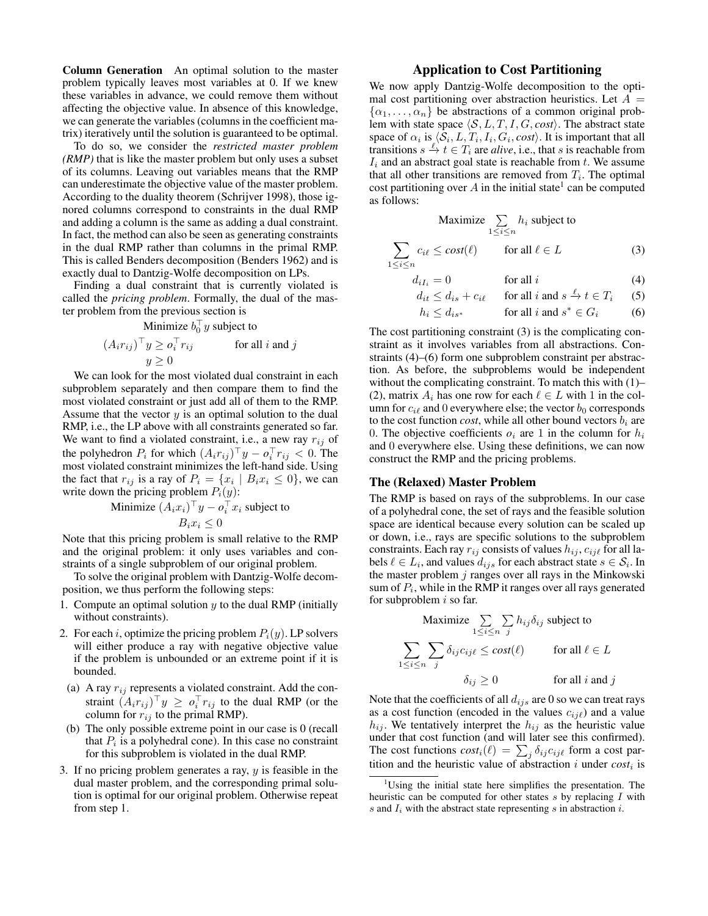**Column Generation** An optimal solution to the master problem typically leaves most variables at 0. If we knew these variables in advance, we could remove them without affecting the objective value. In absence of this knowledge, we can generate the variables (columns in the coefficient matrix) iteratively until the solution is guaranteed to be optimal.

To do so, we consider the *restricted master problem (RMP)* that is like the master problem but only uses a subset of its columns. Leaving out variables means that the RMP can underestimate the objective value of the master problem. According to the duality theorem (Schrijver 1998), those ignored columns correspond to constraints in the dual RMP and adding a column is the same as adding a dual constraint. In fact, the method can also be seen as generating constraints in the dual RMP rather than columns in the primal RMP. This is called Benders decomposition (Benders 1962) and is exactly dual to Dantzig-Wolfe decomposition on LPs.

Finding a dual constraint that is currently violated is called the *pricing problem*. Formally, the dual of the master problem from the previous section is

$$\text{Minimize } b_0^\top y \text{ subject to}$$

$$(A_i r_{ij})^\top y \geq o_i^\top r_{ij} \qquad \text{for all } i \text{ and } j$$

$$y \geq 0$$

We can look for the most violated dual constraint in each subproblem separately and then compare them to find the most violated constraint or just add all of them to the RMP. Assume that the vector $y$ is an optimal solution to the dual RMP, i.e., the LP above with all constraints generated so far. We want to find a violated constraint, i.e., a new ray $r_{ij}$ of the polyhedron $P_i$ for which $(A_i r_{ij})^\top y - o_i^\top r_{ij} < 0$. The most violated constraint minimizes the left-hand side. Using the fact that $r_{ij}$ is a ray of $P_i = \{x_i \mid B_i x_i \leq 0\}$, we can write down the pricing problem $P_i(y)$:

$$\text{Minimize } (A_i x_i)^\top y - o_i^\top x_i \text{ subject to}$$

$$B_i x_i \leq 0$$

Note that this pricing problem is small relative to the RMP and the original problem: it only uses variables and constraints of a single subproblem of our original problem.

To solve the original problem with Dantzig-Wolfe decomposition, we thus perform the following steps:

1. Compute an optimal solution $y$ to the dual RMP (initially without constraints).
2. For each $i$, optimize the pricing problem $P_i(y)$. LP solvers will either produce a ray with negative objective value if the problem is unbounded or an extreme point if it is bounded.
   (a) A ray $r_{ij}$ represents a violated constraint. Add the constraint $(A_i r_{ij})^\top y \geq o_i^\top r_{ij}$ to the dual RMP (or the column for $r_{ij}$ to the primal RMP).
   (b) The only possible extreme point in our case is 0 (recall that $P_i$ is a polyhedral cone). In this case no constraint for this subproblem is violated in the dual RMP.
3. If no pricing problem generates a ray, $y$ is feasible in the dual master problem, and the corresponding primal solution is optimal for our original problem. Otherwise repeat from step 1.

## Application to Cost Partitioning

We now apply Dantzig-Wolfe decomposition to the optimal cost partitioning over abstraction heuristics. Let $A = \{\alpha_1, \ldots, \alpha_n\}$ be abstractions of a common original problem with state space $\langle \mathcal{S}, L, T, I, G, cost \rangle$. The abstract state space of $\alpha_i$ is $\langle \mathcal{S}_i, L, T_i, I_i, G_i, cost \rangle$. It is important that all transitions $s \xrightarrow{\ell} t \in T_i$ are *alive*, i.e., that $s$ is reachable from $I_i$ and an abstract goal state is reachable from $t$. We assume that all other transitions are removed from $T_i$. The optimal cost partitioning over $A$ in the initial state[1] can be computed as follows:

$$\text{Maximize} \sum_{1 \leq i \leq n} h_i \text{ subject to}$$

$$\sum_{1 \leq i \leq n} c_{i\ell} \leq cost(\ell) \qquad \text{for all } \ell \in L \tag{3}$$

$$d_{iI_i} = 0 \qquad \text{for all } i \tag{4}$$

$$d_{it} \leq d_{is} + c_{i\ell} \qquad \text{for all } i \text{ and } s \xrightarrow{\ell} t \in T_i \tag{5}$$

$$h_i \leq d_{is^*} \qquad \text{for all } i \text{ and } s^* \in G_i \tag{6}$$

The cost partitioning constraint (3) is the complicating constraint as it involves variables from all abstractions. Constraints (4)–(6) form one subproblem constraint per abstraction. As before, the subproblems would be independent without the complicating constraint. To match this with (1)–(2), matrix $A_i$ has one row for each $\ell \in L$ with 1 in the column for $c_{i\ell}$ and 0 everywhere else; the vector $b_0$ corresponds to the cost function *cost*, while all other bound vectors $b_i$ are 0. The objective coefficients $o_i$ are 1 in the column for $h_i$ and 0 everywhere else. Using these definitions, we can now construct the RMP and the pricing problems.

### The (Relaxed) Master Problem

The RMP is based on rays of the subproblems. In our case of a polyhedral cone, the set of rays and the feasible solution space are identical because every solution can be scaled up or down, i.e., rays are specific solutions to the subproblem constraints. Each ray $r_{ij}$ consists of values $h_{ij}$, $c_{ij\ell}$ for all labels $\ell \in L_i$, and values $d_{ijs}$ for each abstract state $s \in \mathcal{S}_i$. In the master problem $j$ ranges over all rays in the Minkowski sum of $P_i$, while in the RMP it ranges over all rays generated for subproblem $i$ so far.

$$\text{Maximize} \sum_{1 \leq i \leq n} \sum_j h_{ij} \delta_{ij} \text{ subject to}$$

$$\sum_{1 \leq i \leq n} \sum_j \delta_{ij} c_{ij\ell} \leq cost(\ell) \qquad \text{for all } \ell \in L$$

$$\delta_{ij} \geq 0 \qquad \text{for all } i \text{ and } j$$

Note that the coefficients of all $d_{ijs}$ are 0 so we can treat rays as a cost function (encoded in the values $c_{ij\ell}$) and a value $h_{ij}$. We tentatively interpret the $h_{ij}$ as the heuristic value under that cost function (and will later see this confirmed). The cost functions $cost_i(\ell) = \sum_j \delta_{ij} c_{ij\ell}$ form a cost partition and the heuristic value of abstraction $i$ under $cost_i$ is

[1] Using the initial state here simplifies the presentation. The heuristic can be computed for other states $s$ by replacing $I$ with $s$ and $I_i$ with the abstract state representing $s$ in abstraction $i$.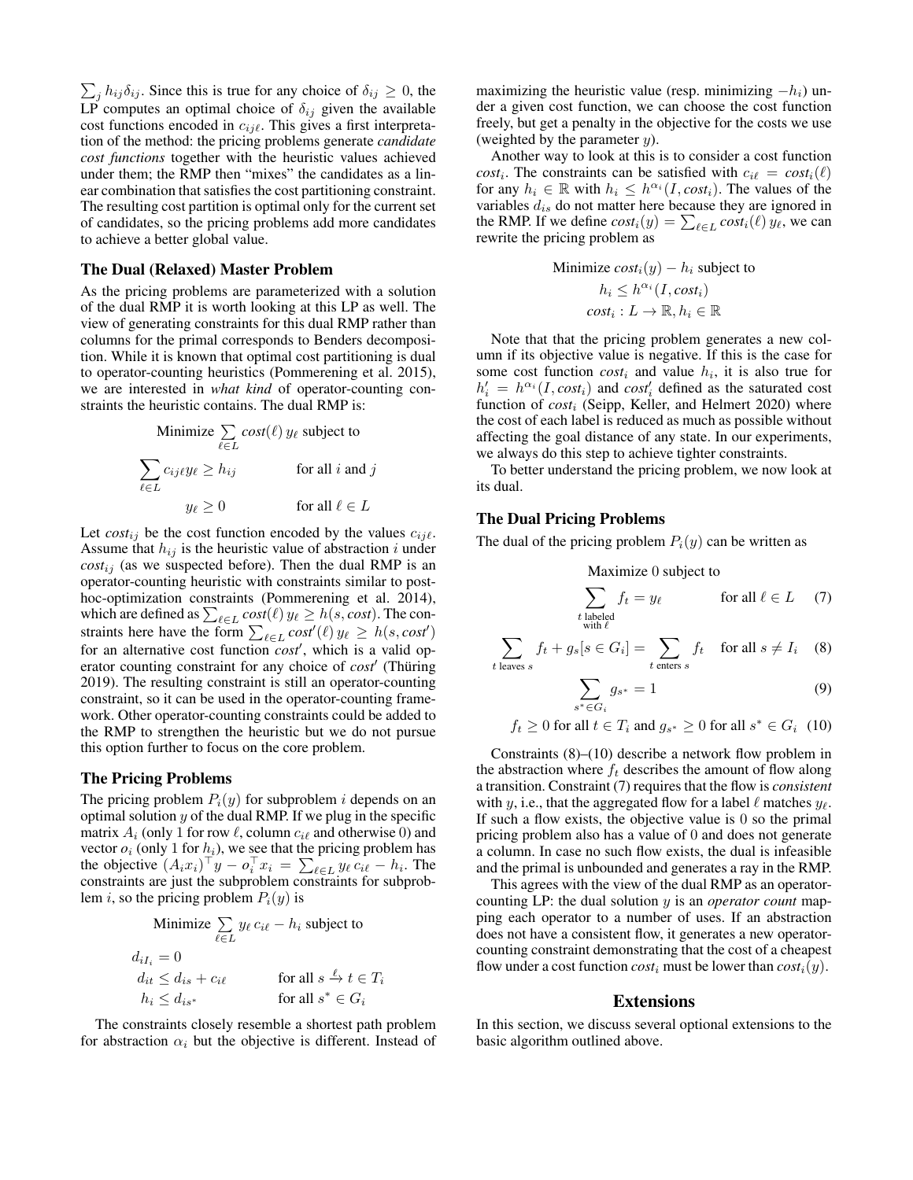$\sum_j h_{ij}\delta_{ij}$. Since this is true for any choice of $\delta_{ij} \geq 0$, the LP computes an optimal choice of $\delta_{ij}$ given the available cost functions encoded in $c_{ij\ell}$. This gives a first interpretation of the method: the pricing problems generate *candidate cost functions* together with the heuristic values achieved under them; the RMP then "mixes" the candidates as a linear combination that satisfies the cost partitioning constraint. The resulting cost partition is optimal only for the current set of candidates, so the pricing problems add more candidates to achieve a better global value.

## The Dual (Relaxed) Master Problem

As the pricing problems are parameterized with a solution of the dual RMP it is worth looking at this LP as well. The view of generating constraints for this dual RMP rather than columns for the primal corresponds to Benders decomposition. While it is known that optimal cost partitioning is dual to operator-counting heuristics (Pommerening et al. 2015), we are interested in *what kind* of operator-counting constraints the heuristic contains. The dual RMP is:

$$
\begin{aligned}
&\text{Minimize } \sum_{\ell \in L} \mathit{cost}(\ell)\, y_\ell \text{ subject to} \\
&\sum_{\ell \in L} c_{ij\ell} y_\ell \geq h_{ij} && \text{for all } i \text{ and } j \\
&y_\ell \geq 0 && \text{for all } \ell \in L
\end{aligned}
$$

Let $\mathit{cost}_{ij}$ be the cost function encoded by the values $c_{ij\ell}$. Assume that $h_{ij}$ is the heuristic value of abstraction $i$ under $\mathit{cost}_{ij}$ (as we suspected before). Then the dual RMP is an operator-counting heuristic with constraints similar to post-hoc-optimization constraints (Pommerening et al. 2014), which are defined as $\sum_{\ell \in L} \mathit{cost}(\ell)\, y_\ell \geq h(s, \mathit{cost})$. The constraints here have the form $\sum_{\ell \in L} \mathit{cost}'(\ell)\, y_\ell \geq h(s, \mathit{cost}')$ for an alternative cost function $\mathit{cost}'$, which is a valid operator counting constraint for any choice of $\mathit{cost}'$ (Thüring 2019). The resulting constraint is still an operator-counting constraint, so it can be used in the operator-counting framework. Other operator-counting constraints could be added to the RMP to strengthen the heuristic but we do not pursue this option further to focus on the core problem.

## The Pricing Problems

The pricing problem $P_i(y)$ for subproblem $i$ depends on an optimal solution $y$ of the dual RMP. If we plug in the specific matrix $A_i$ (only 1 for row $\ell$, column $c_{i\ell}$ and otherwise 0) and vector $o_i$ (only 1 for $h_i$), we see that the pricing problem has the objective $(A_i x_i)^\top y - o_i^\top x_i = \sum_{\ell \in L} y_\ell\, c_{i\ell} - h_i$. The constraints are just the subproblem constraints for subproblem $i$, so the pricing problem $P_i(y)$ is

$$
\begin{aligned}
&\text{Minimize } \sum_{\ell \in L} y_\ell\, c_{i\ell} - h_i \text{ subject to} \\
&d_{iI_i} = 0 \\
&d_{it} \leq d_{is} + c_{i\ell} && \text{for all } s \xrightarrow{\ell} t \in T_i \\
&h_i \leq d_{is^*} && \text{for all } s^* \in G_i
\end{aligned}
$$

The constraints closely resemble a shortest path problem for abstraction $\alpha_i$ but the objective is different. Instead of maximizing the heuristic value (resp. minimizing $-h_i$) under a given cost function, we can choose the cost function freely, but get a penalty in the objective for the costs we use (weighted by the parameter $y$).

Another way to look at this is to consider a cost function $\mathit{cost}_i$. The constraints can be satisfied with $c_{i\ell} = \mathit{cost}_i(\ell)$ for any $h_i \in \mathbb{R}$ with $h_i \leq h^{\alpha_i}(I, \mathit{cost}_i)$. The values of the variables $d_{is}$ do not matter here because they are ignored in the RMP. If we define $\mathit{cost}_i(y) = \sum_{\ell \in L} \mathit{cost}_i(\ell)\, y_\ell$, we can rewrite the pricing problem as

$$
\begin{aligned}
&\text{Minimize } \mathit{cost}_i(y) - h_i \text{ subject to} \\
&h_i \leq h^{\alpha_i}(I, \mathit{cost}_i) \\
&\mathit{cost}_i : L \to \mathbb{R}, h_i \in \mathbb{R}
\end{aligned}
$$

Note that the pricing problem generates a new column if its objective value is negative. If this is the case for some cost function $\mathit{cost}_i$ and value $h_i$, it is also true for $h_i' = h^{\alpha_i}(I, \mathit{cost}_i)$ and $\mathit{cost}_i'$ defined as the saturated cost function of $\mathit{cost}_i$ (Seipp, Keller, and Helmert 2020) where the cost of each label is reduced as much as possible without affecting the goal distance of any state. In our experiments, we always do this step to achieve tighter constraints.

To better understand the pricing problem, we now look at its dual.

## The Dual Pricing Problems

The dual of the pricing problem $P_i(y)$ can be written as

$$
\begin{aligned}
&\text{Maximize } 0 \text{ subject to} \\
&\sum_{\substack{t \text{ labeled} \\ \text{with } \ell}} f_t = y_\ell && \text{for all } \ell \in L \quad (7) \\
&\sum_{t \text{ leaves } s} f_t + g_s[s \in G_i] = \sum_{t \text{ enters } s} f_t && \text{for all } s \neq I_i \quad (8) \\
&\sum_{s^* \in G_i} g_{s^*} = 1 && (9) \\
&f_t \geq 0 \text{ for all } t \in T_i \text{ and } g_{s^*} \geq 0 \text{ for all } s^* \in G_i && (10)
\end{aligned}
$$

Constraints (8)–(10) describe a network flow problem in the abstraction where $f_t$ describes the amount of flow along a transition. Constraint (7) requires that the flow is *consistent* with $y$, i.e., that the aggregated flow for a label $\ell$ matches $y_\ell$. If such a flow exists, the objective value is 0 so the primal pricing problem also has a value of 0 and does not generate a column. In case no such flow exists, the dual is infeasible and the primal is unbounded and generates a ray in the RMP.

This agrees with the view of the dual RMP as an operator-counting LP: the dual solution $y$ is an *operator count* mapping each operator to a number of uses. If an abstraction does not have a consistent flow, it generates a new operator-counting constraint demonstrating that the cost of a cheapest flow under a cost function $\mathit{cost}_i$ must be lower than $\mathit{cost}_i(y)$.

# Extensions

In this section, we discuss several optional extensions to the basic algorithm outlined above.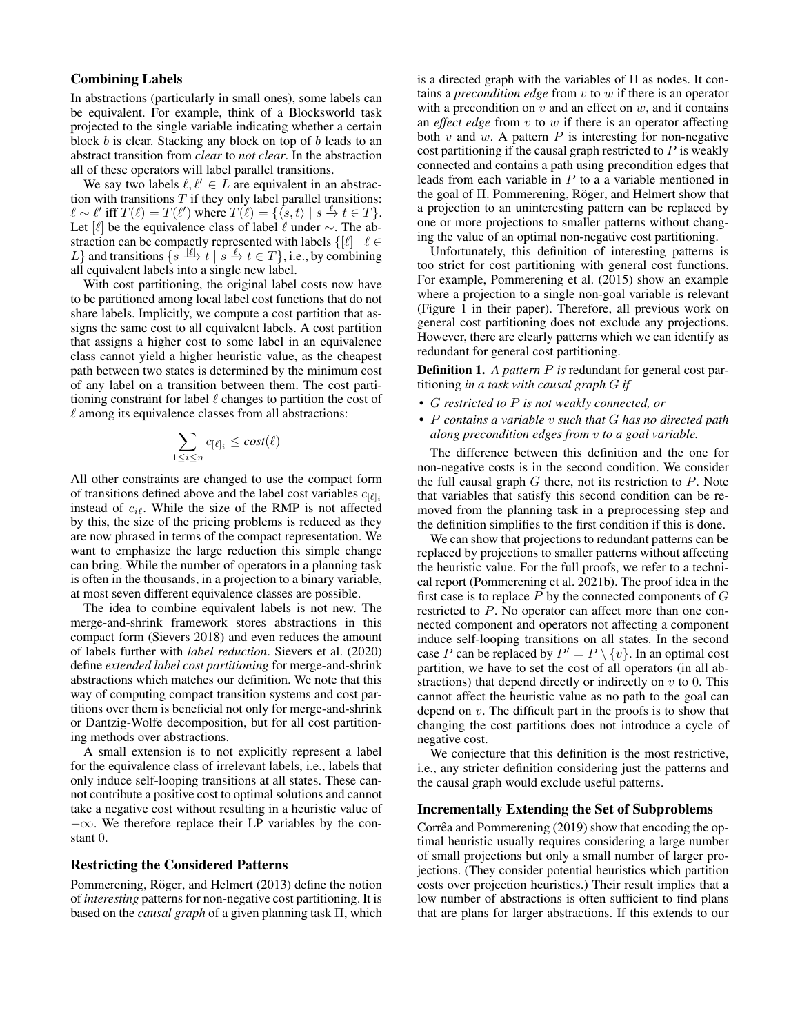## Combining Labels

In abstractions (particularly in small ones), some labels can be equivalent. For example, think of a Blocksworld task projected to the single variable indicating whether a certain block $b$ is clear. Stacking any block on top of $b$ leads to an abstract transition from *clear* to *not clear*. In the abstraction all of these operators will label parallel transitions.

We say two labels $\ell, \ell' \in L$ are equivalent in an abstraction with transitions $T$ if they only label parallel transitions: $\ell \sim \ell'$ iff $T(\ell) = T(\ell')$ where $T(\ell) = \{\langle s, t \rangle \mid s \xrightarrow{\ell} t \in T\}$. Let $[\ell]$ be the equivalence class of label $\ell$ under $\sim$. The abstraction can be compactly represented with labels $\{[\ell] \mid \ell \in L\}$ and transitions $\{s \xrightarrow{[\ell]} t \mid s \xrightarrow{\ell} t \in T\}$, i.e., by combining all equivalent labels into a single new label.

With cost partitioning, the original label costs now have to be partitioned among local label cost functions that do not share labels. Implicitly, we compute a cost partition that assigns the same cost to all equivalent labels. A cost partition that assigns a higher cost to some label in an equivalence class cannot yield a higher heuristic value, as the cheapest path between two states is determined by the minimum cost of any label on a transition between them. The cost partitioning constraint for label $\ell$ changes to partition the cost of $\ell$ among its equivalence classes from all abstractions:

$$\sum_{1 \leq i \leq n} c_{[\ell]_i} \leq cost(\ell)$$

All other constraints are changed to use the compact form of transitions defined above and the label cost variables $c_{[\ell]_i}$ instead of $c_{i\ell}$. While the size of the RMP is not affected by this, the size of the pricing problems is reduced as they are now phrased in terms of the compact representation. We want to emphasize the large reduction this simple change can bring. While the number of operators in a planning task is often in the thousands, in a projection to a binary variable, at most seven different equivalence classes are possible.

The idea to combine equivalent labels is not new. The merge-and-shrink framework stores abstractions in this compact form (Sievers 2018) and even reduces the amount of labels further with *label reduction*. Sievers et al. (2020) define *extended label cost partitioning* for merge-and-shrink abstractions which matches our definition. We note that this way of computing compact transition systems and cost partitions over them is beneficial not only for merge-and-shrink or Dantzig-Wolfe decomposition, but for all cost partitioning methods over abstractions.

A small extension is to not explicitly represent a label for the equivalence class of irrelevant labels, i.e., labels that only induce self-looping transitions at all states. These cannot contribute a positive cost to optimal solutions and cannot take a negative cost without resulting in a heuristic value of $-\infty$. We therefore replace their LP variables by the constant 0.

## Restricting the Considered Patterns

Pommerening, Röger, and Helmert (2013) define the notion of *interesting* patterns for non-negative cost partitioning. It is based on the *causal graph* of a given planning task $\Pi$, which is a directed graph with the variables of $\Pi$ as nodes. It contains a *precondition edge* from $v$ to $w$ if there is an operator with a precondition on $v$ and an effect on $w$, and it contains an *effect edge* from $v$ to $w$ if there is an operator affecting both $v$ and $w$. A pattern $P$ is interesting for non-negative cost partitioning if the causal graph restricted to $P$ is weakly connected and contains a path using precondition edges that leads from each variable in $P$ to a a variable mentioned in the goal of $\Pi$. Pommerening, Röger, and Helmert show that a projection to an uninteresting pattern can be replaced by one or more projections to smaller patterns without changing the value of an optimal non-negative cost partitioning.

Unfortunately, this definition of interesting patterns is too strict for cost partitioning with general cost functions. For example, Pommerening et al. (2015) show an example where a projection to a single non-goal variable is relevant (Figure 1 in their paper). Therefore, all previous work on general cost partitioning does not exclude any projections. However, there are clearly patterns which we can identify as redundant for general cost partitioning.

**Definition 1.** *A pattern $P$ is* redundant for general cost partitioning *in a task with causal graph $G$ if*

- *$G$ restricted to $P$ is not weakly connected, or*
- *$P$ contains a variable $v$ such that $G$ has no directed path along precondition edges from $v$ to a goal variable.*

The difference between this definition and the one for non-negative costs is in the second condition. We consider the full causal graph $G$ there, not its restriction to $P$. Note that variables that satisfy this second condition can be removed from the planning task in a preprocessing step and the definition simplifies to the first condition if this is done.

We can show that projections to redundant patterns can be replaced by projections to smaller patterns without affecting the heuristic value. For the full proofs, we refer to a technical report (Pommerening et al. 2021b). The proof idea in the first case is to replace $P$ by the connected components of $G$ restricted to $P$. No operator can affect more than one connected component and operators not affecting a component induce self-looping transitions on all states. In the second case $P$ can be replaced by $P' = P \setminus \{v\}$. In an optimal cost partition, we have to set the cost of all operators (in all abstractions) that depend directly or indirectly on $v$ to 0. This cannot affect the heuristic value as no path to the goal can depend on $v$. The difficult part in the proofs is to show that changing the cost partitions does not introduce a cycle of negative cost.

We conjecture that this definition is the most restrictive, i.e., any stricter definition considering just the patterns and the causal graph would exclude useful patterns.

## Incrementally Extending the Set of Subproblems

Corrêa and Pommerening (2019) show that encoding the optimal heuristic usually requires considering a large number of small projections but only a small number of larger projections. (They consider potential heuristics which partition costs over projection heuristics.) Their result implies that a low number of abstractions is often sufficient to find plans that are plans for larger abstractions. If this extends to our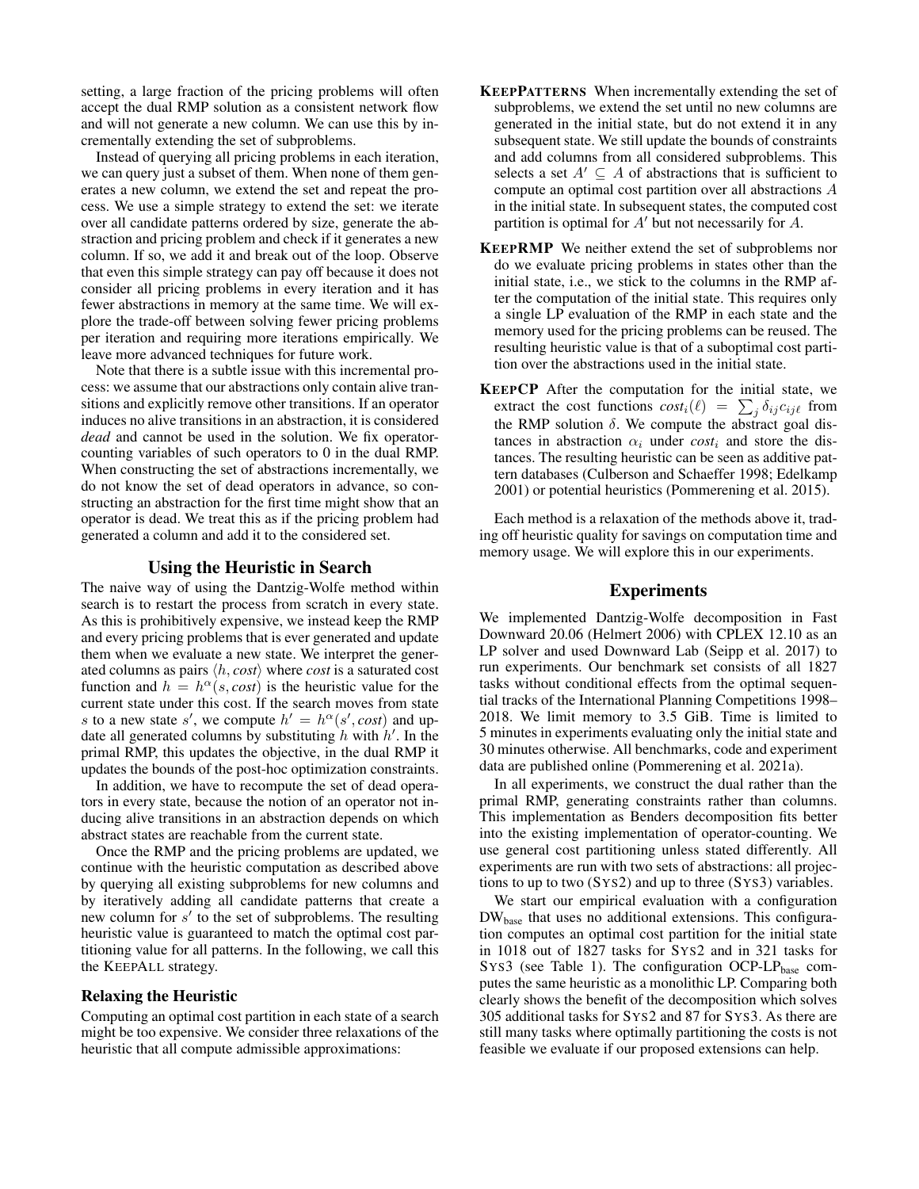setting, a large fraction of the pricing problems will often accept the dual RMP solution as a consistent network flow and will not generate a new column. We can use this by incrementally extending the set of subproblems.

Instead of querying all pricing problems in each iteration, we can query just a subset of them. When none of them generates a new column, we extend the set and repeat the process. We use a simple strategy to extend the set: we iterate over all candidate patterns ordered by size, generate the abstraction and pricing problem and check if it generates a new column. If so, we add it and break out of the loop. Observe that even this simple strategy can pay off because it does not consider all pricing problems in every iteration and it has fewer abstractions in memory at the same time. We will explore the trade-off between solving fewer pricing problems per iteration and requiring more iterations empirically. We leave more advanced techniques for future work.

Note that there is a subtle issue with this incremental process: we assume that our abstractions only contain alive transitions and explicitly remove other transitions. If an operator induces no alive transitions in an abstraction, it is considered *dead* and cannot be used in the solution. We fix operator-counting variables of such operators to 0 in the dual RMP. When constructing the set of abstractions incrementally, we do not know the set of dead operators in advance, so constructing an abstraction for the first time might show that an operator is dead. We treat this as if the pricing problem had generated a column and add it to the considered set.

## Using the Heuristic in Search

The naive way of using the Dantzig-Wolfe method within search is to restart the process from scratch in every state. As this is prohibitively expensive, we instead keep the RMP and every pricing problems that is ever generated and update them when we evaluate a new state. We interpret the generated columns as pairs $\langle h, cost \rangle$ where *cost* is a saturated cost function and $h = h^{\alpha}(s, cost)$ is the heuristic value for the current state under this cost. If the search moves from state $s$ to a new state $s'$, we compute $h' = h^{\alpha}(s', cost)$ and update all generated columns by substituting $h$ with $h'$. In the primal RMP, this updates the objective, in the dual RMP it updates the bounds of the post-hoc optimization constraints.

In addition, we have to recompute the set of dead operators in every state, because the notion of an operator not inducing alive transitions in an abstraction depends on which abstract states are reachable from the current state.

Once the RMP and the pricing problems are updated, we continue with the heuristic computation as described above by querying all existing subproblems for new columns and by iteratively adding all candidate patterns that create a new column for $s'$ to the set of subproblems. The resulting heuristic value is guaranteed to match the optimal cost partitioning value for all patterns. In the following, we call this the KEEPALL strategy.

### Relaxing the Heuristic

Computing an optimal cost partition in each state of a search might be too expensive. We consider three relaxations of the heuristic that all compute admissible approximations:

**KEEPPATTERNS** When incrementally extending the set of subproblems, we extend the set until no new columns are generated in the initial state, but do not extend it in any subsequent state. We still update the bounds of constraints and add columns from all considered subproblems. This selects a set $A' \subseteq A$ of abstractions that is sufficient to compute an optimal cost partition over all abstractions $A$ in the initial state. In subsequent states, the computed cost partition is optimal for $A'$ but not necessarily for $A$.

**KEEPRMP** We neither extend the set of subproblems nor do we evaluate pricing problems in states other than the initial state, i.e., we stick to the columns in the RMP after the computation of the initial state. This requires only a single LP evaluation of the RMP in each state and the memory used for the pricing problems can be reused. The resulting heuristic value is that of a suboptimal cost partition over the abstractions used in the initial state.

**KEEPCP** After the computation for the initial state, we extract the cost functions $cost_i(\ell) = \sum_j \delta_{ij} c_{ij\ell}$ from the RMP solution $\delta$. We compute the abstract goal distances in abstraction $\alpha_i$ under $cost_i$ and store the distances. The resulting heuristic can be seen as additive pattern databases (Culberson and Schaeffer 1998; Edelkamp 2001) or potential heuristics (Pommerening et al. 2015).

Each method is a relaxation of the methods above it, trading off heuristic quality for savings on computation time and memory usage. We will explore this in our experiments.

## Experiments

We implemented Dantzig-Wolfe decomposition in Fast Downward 20.06 (Helmert 2006) with CPLEX 12.10 as an LP solver and used Downward Lab (Seipp et al. 2017) to run experiments. Our benchmark set consists of all 1827 tasks without conditional effects from the optimal sequential tracks of the International Planning Competitions 1998–2018. We limit memory to 3.5 GiB. Time is limited to 5 minutes in experiments evaluating only the initial state and 30 minutes otherwise. All benchmarks, code and experiment data are published online (Pommerening et al. 2021a).

In all experiments, we construct the dual rather than the primal RMP, generating constraints rather than columns. This implementation as Benders decomposition fits better into the existing implementation of operator-counting. We use general cost partitioning unless stated differently. All experiments are run with two sets of abstractions: all projections to up to two (SYS2) and up to three (SYS3) variables.

We start our empirical evaluation with a configuration $\text{DW}_{\text{base}}$ that uses no additional extensions. This configuration computes an optimal cost partition for the initial state in 1018 out of 1827 tasks for SYS2 and in 321 tasks for SYS3 (see Table 1). The configuration $\text{OCP-LP}_{\text{base}}$ computes the same heuristic as a monolithic LP. Comparing both clearly shows the benefit of the decomposition which solves 305 additional tasks for SYS2 and 87 for SYS3. As there are still many tasks where optimally partitioning the costs is not feasible we evaluate if our proposed extensions can help.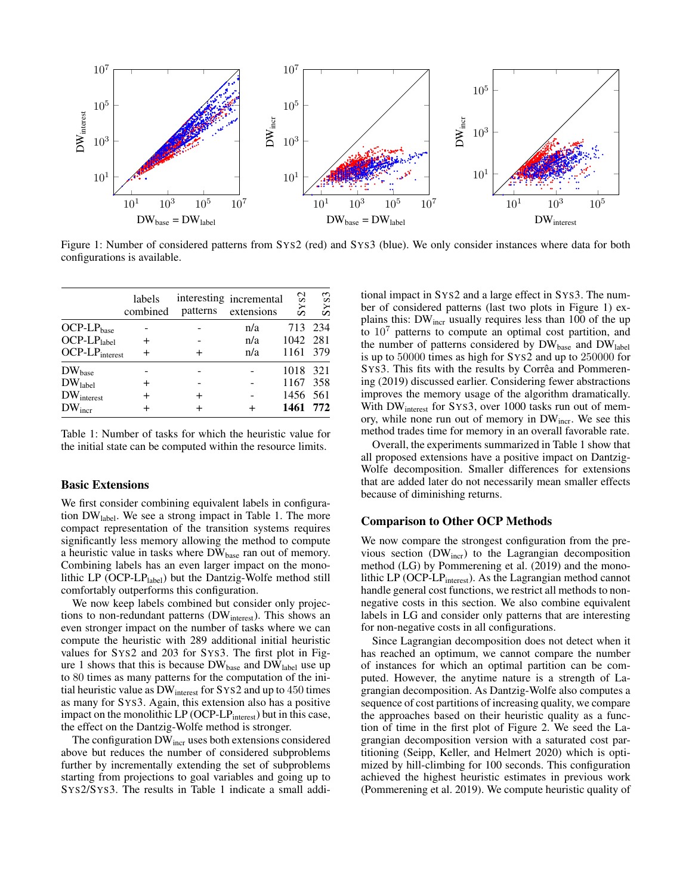Figure 1: Number of considered patterns from SYS2 (red) and SYS3 (blue). We only consider instances where data for both configurations is available.

| | labels combined | interesting patterns | incremental extensions | SYS2 | SYS3 |
|---|---|---|---|---|---|
| OCP-LP$_{\text{base}}$ | - | - | n/a | 713 | 234 |
| OCP-LP$_{\text{label}}$ | + | - | n/a | 1042 | 281 |
| OCP-LP$_{\text{interest}}$ | + | + | n/a | 1161 | 379 |
| DW$_{\text{base}}$ | - | - | - | 1018 | 321 |
| DW$_{\text{label}}$ | + | - | - | 1167 | 358 |
| DW$_{\text{interest}}$ | + | + | - | 1456 | 561 |
| DW$_{\text{incr}}$ | + | + | + | **1461** | **772** |

Table 1: Number of tasks for which the heuristic value for the initial state can be computed within the resource limits.

### Basic Extensions

We first consider combining equivalent labels in configuration DW$_{\text{label}}$. We see a strong impact in Table 1. The more compact representation of the transition systems requires significantly less memory allowing the method to compute a heuristic value in tasks where DW$_{\text{base}}$ ran out of memory. Combining labels has an even larger impact on the monolithic LP (OCP-LP$_{\text{label}}$) but the Dantzig-Wolfe method still comfortably outperforms this configuration.

We now keep labels combined but consider only projections to non-redundant patterns (DW$_{\text{interest}}$). This shows an even stronger impact on the number of tasks where we can compute the heuristic with 289 additional initial heuristic values for SYS2 and 203 for SYS3. The first plot in Figure 1 shows that this is because DW$_{\text{base}}$ and DW$_{\text{label}}$ use up to 80 times as many patterns for the computation of the initial heuristic value as DW$_{\text{interest}}$ for SYS2 and up to 450 times as many for SYS3. Again, this extension also has a positive impact on the monolithic LP (OCP-LP$_{\text{interest}}$) but in this case, the effect on the Dantzig-Wolfe method is stronger.

The configuration DW$_{\text{incr}}$ uses both extensions considered above but reduces the number of considered subproblems further by incrementally extending the set of subproblems starting from projections to goal variables and going up to SYS2/SYS3. The results in Table 1 indicate a small additional impact in SYS2 and a large effect in SYS3. The number of considered patterns (last two plots in Figure 1) explains this: DW$_{\text{incr}}$ usually requires less than 100 of the up to $10^7$ patterns to compute an optimal cost partition, and the number of patterns considered by DW$_{\text{base}}$ and DW$_{\text{label}}$ is up to 50000 times as high for SYS2 and up to 250000 for SYS3. This fits with the results by Corrêa and Pommerening (2019) discussed earlier. Considering fewer abstractions improves the memory usage of the algorithm dramatically. With DW$_{\text{interest}}$ for SYS3, over 1000 tasks run out of memory, while none run out of memory in DW$_{\text{incr}}$. We see this method trades time for memory in an overall favorable rate.

Overall, the experiments summarized in Table 1 show that all proposed extensions have a positive impact on Dantzig-Wolfe decomposition. Smaller differences for extensions that are added later do not necessarily mean smaller effects because of diminishing returns.

### Comparison to Other OCP Methods

We now compare the strongest configuration from the previous section (DW$_{\text{incr}}$) to the Lagrangian decomposition method (LG) by Pommerening et al. (2019) and the monolithic LP (OCP-LP$_{\text{interest}}$). As the Lagrangian method cannot handle general cost functions, we restrict all methods to non-negative costs in this section. We also combine equivalent labels in LG and consider only patterns that are interesting for non-negative costs in all configurations.

Since Lagrangian decomposition does not detect when it has reached an optimum, we cannot compare the number of instances for which an optimal partition can be computed. However, the anytime nature is a strength of Lagrangian decomposition. As Dantzig-Wolfe also computes a sequence of cost partitions of increasing quality, we compare the approaches based on their heuristic quality as a function of time in the first plot of Figure 2. We seed the Lagrangian decomposition version with a saturated cost partitioning (Seipp, Keller, and Helmert 2020) which is optimized by hill-climbing for 100 seconds. This configuration achieved the highest heuristic estimates in previous work (Pommerening et al. 2019). We compute heuristic quality of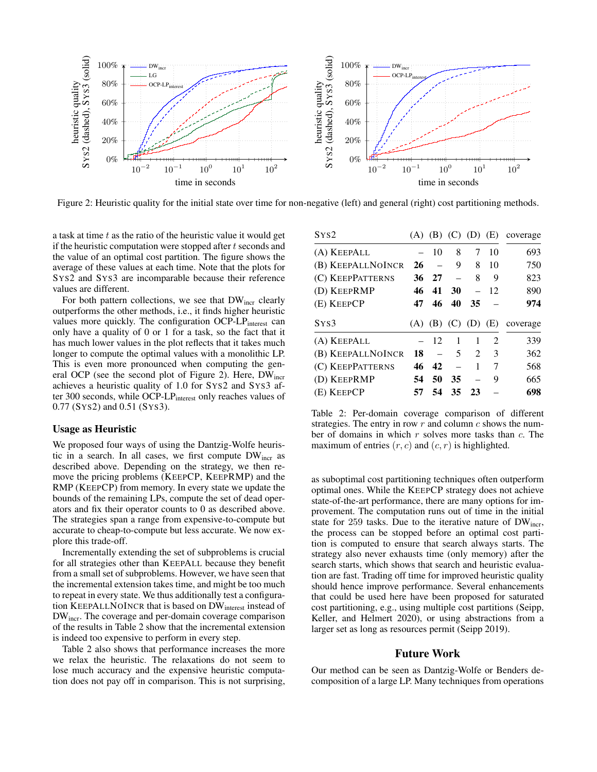Figure 2: Heuristic quality for the initial state over time for non-negative (left) and general (right) cost partitioning methods.

a task at time $t$ as the ratio of the heuristic value it would get if the heuristic computation were stopped after $t$ seconds and the value of an optimal cost partition. The figure shows the average of these values at each time. Note that the plots for SYS2 and SYS3 are incomparable because their reference values are different.

For both pattern collections, we see that $\mathrm{DW}_{\mathrm{incr}}$ clearly outperforms the other methods, i.e., it finds higher heuristic values more quickly. The configuration OCP-$\mathrm{LP}_{\mathrm{interest}}$ can only have a quality of 0 or 1 for a task, so the fact that it has much lower values in the plot reflects that it takes much longer to compute the optimal values with a monolithic LP. This is even more pronounced when computing the general OCP (see the second plot of Figure 2). Here, $\mathrm{DW}_{\mathrm{incr}}$ achieves a heuristic quality of 1.0 for SYS2 and SYS3 after 300 seconds, while OCP-$\mathrm{LP}_{\mathrm{interest}}$ only reaches values of 0.77 (SYS2) and 0.51 (SYS3).

## Usage as Heuristic

We proposed four ways of using the Dantzig-Wolfe heuristic in a search. In all cases, we first compute $\mathrm{DW}_{\mathrm{incr}}$ as described above. Depending on the strategy, we then remove the pricing problems (KEEPCP, KEEPRMP) and the RMP (KEEPCP) from memory. In every state we update the bounds of the remaining LPs, compute the set of dead operators and fix their operator counts to 0 as described above. The strategies span a range from expensive-to-compute but accurate to cheap-to-compute but less accurate. We now explore this trade-off.

Incrementally extending the set of subproblems is crucial for all strategies other than KEEPALL because they benefit from a small set of subproblems. However, we have seen that the incremental extension takes time, and might be too much to repeat in every state. We thus additionally test a configuration KEEPALLNOINCR that is based on $\mathrm{DW}_{\mathrm{interest}}$ instead of $\mathrm{DW}_{\mathrm{incr}}$. The coverage and per-domain coverage comparison of the results in Table 2 show that the incremental extension is indeed too expensive to perform in every step.

Table 2 also shows that performance increases the more we relax the heuristic. The relaxations do not seem to lose much accuracy and the expensive heuristic computation does not pay off in comparison. This is not surprising, as suboptimal cost partitioning techniques often outperform optimal ones. While the KEEPCP strategy does not achieve state-of-the-art performance, there are many options for improvement. The computation runs out of time in the initial state for 259 tasks. Due to the iterative nature of $\mathrm{DW}_{\mathrm{incr}}$, the process can be stopped before an optimal cost partition is computed to ensure that search always starts. The strategy also never exhausts time (only memory) after the search starts, which shows that search and heuristic evaluation are fast. Trading off time for improved heuristic quality should hence improve performance. Several enhancements that could be used here have been proposed for saturated cost partitioning, e.g., using multiple cost partitions (Seipp, Keller, and Helmert 2020), or using abstractions from a larger set as long as resources permit (Seipp 2019).

| SYS2 | (A) | (B) | (C) | (D) | (E) | coverage |
|---|---|---|---|---|---|---|
| (A) KEEPALL | – | 10 | 8 | 7 | 10 | 693 |
| (B) KEEPALLNOINCR | **26** | – | 9 | 8 | 10 | 750 |
| (C) KEEPPATTERNS | **36** | **27** | – | 8 | 9 | 823 |
| (D) KEEPRMP | **46** | **41** | **30** | – | 12 | 890 |
| (E) KEEPCP | **47** | **46** | **40** | **35** | – | **974** |
| **SYS3** | **(A)** | **(B)** | **(C)** | **(D)** | **(E)** | **coverage** |
| (A) KEEPALL | – | 12 | 1 | 1 | 2 | 339 |
| (B) KEEPALLNOINCR | **18** | – | 5 | 2 | 3 | 362 |
| (C) KEEPPATTERNS | **46** | **42** | – | 1 | 7 | 568 |
| (D) KEEPRMP | **54** | **50** | **35** | – | 9 | 665 |
| (E) KEEPCP | **57** | **54** | **35** | **23** | – | **698** |

Table 2: Per-domain coverage comparison of different strategies. The entry in row $r$ and column $c$ shows the number of domains in which $r$ solves more tasks than $c$. The maximum of entries $(r, c)$ and $(c, r)$ is highlighted.

## Future Work

Our method can be seen as Dantzig-Wolfe or Benders decomposition of a large LP. Many techniques from operations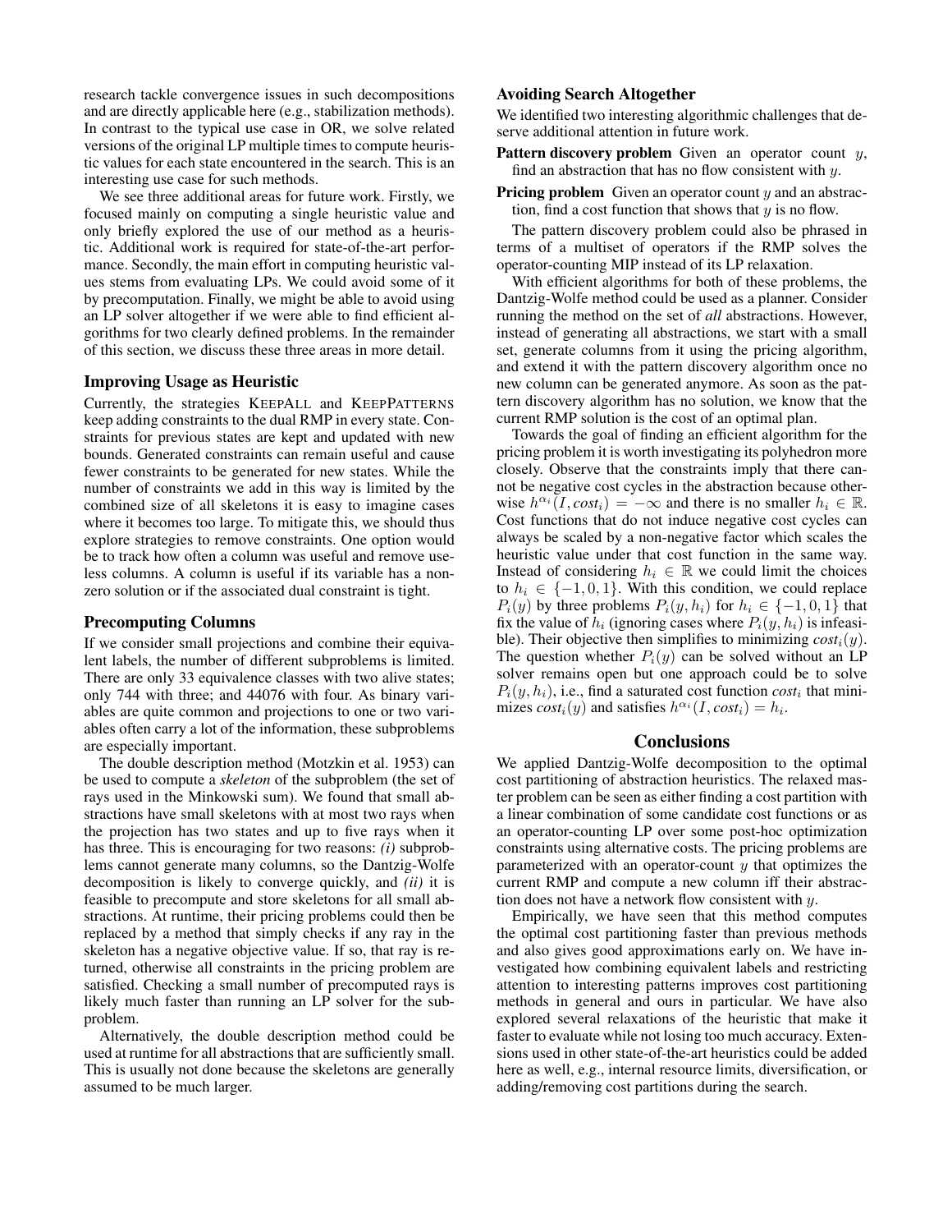research tackle convergence issues in such decompositions and are directly applicable here (e.g., stabilization methods). In contrast to the typical use case in OR, we solve related versions of the original LP multiple times to compute heuristic values for each state encountered in the search. This is an interesting use case for such methods.

We see three additional areas for future work. Firstly, we focused mainly on computing a single heuristic value and only briefly explored the use of our method as a heuristic. Additional work is required for state-of-the-art performance. Secondly, the main effort in computing heuristic values stems from evaluating LPs. We could avoid some of it by precomputation. Finally, we might be able to avoid using an LP solver altogether if we were able to find efficient algorithms for two clearly defined problems. In the remainder of this section, we discuss these three areas in more detail.

### Improving Usage as Heuristic

Currently, the strategies KEEPALL and KEEPPATTERNS keep adding constraints to the dual RMP in every state. Constraints for previous states are kept and updated with new bounds. Generated constraints can remain useful and cause fewer constraints to be generated for new states. While the number of constraints we add in this way is limited by the combined size of all skeletons it is easy to imagine cases where it becomes too large. To mitigate this, we should thus explore strategies to remove constraints. One option would be to track how often a column was useful and remove useless columns. A column is useful if its variable has a non-zero solution or if the associated dual constraint is tight.

### Precomputing Columns

If we consider small projections and combine their equivalent labels, the number of different subproblems is limited. There are only 33 equivalence classes with two alive states; only 744 with three; and 44076 with four. As binary variables are quite common and projections to one or two variables often carry a lot of the information, these subproblems are especially important.

The double description method (Motzkin et al. 1953) can be used to compute a *skeleton* of the subproblem (the set of rays used in the Minkowski sum). We found that small abstractions have small skeletons with at most two rays when the projection has two states and up to five rays when it has three. This is encouraging for two reasons: *(i)* subproblems cannot generate many columns, so the Dantzig-Wolfe decomposition is likely to converge quickly, and *(ii)* it is feasible to precompute and store skeletons for all small abstractions. At runtime, their pricing problems could then be replaced by a method that simply checks if any ray in the skeleton has a negative objective value. If so, that ray is returned, otherwise all constraints in the pricing problem are satisfied. Checking a small number of precomputed rays is likely much faster than running an LP solver for the subproblem.

Alternatively, the double description method could be used at runtime for all abstractions that are sufficiently small. This is usually not done because the skeletons are generally assumed to be much larger.

### Avoiding Search Altogether

We identified two interesting algorithmic challenges that deserve additional attention in future work.

**Pattern discovery problem** Given an operator count $y$, find an abstraction that has no flow consistent with $y$.

**Pricing problem** Given an operator count $y$ and an abstraction, find a cost function that shows that $y$ is no flow.

The pattern discovery problem could also be phrased in terms of a multiset of operators if the RMP solves the operator-counting MIP instead of its LP relaxation.

With efficient algorithms for both of these problems, the Dantzig-Wolfe method could be used as a planner. Consider running the method on the set of *all* abstractions. However, instead of generating all abstractions, we start with a small set, generate columns from it using the pricing algorithm, and extend it with the pattern discovery algorithm once no new column can be generated anymore. As soon as the pattern discovery algorithm has no solution, we know that the current RMP solution is the cost of an optimal plan.

Towards the goal of finding an efficient algorithm for the pricing problem it is worth investigating its polyhedron more closely. Observe that the constraints imply that there cannot be negative cost cycles in the abstraction because otherwise $h^{\alpha_i}(I, cost_i) = -\infty$ and there is no smaller $h_i \in \mathbb{R}$. Cost functions that do not induce negative cost cycles can always be scaled by a non-negative factor which scales the heuristic value under that cost function in the same way. Instead of considering $h_i \in \mathbb{R}$ we could limit the choices to $h_i \in \{-1, 0, 1\}$. With this condition, we could replace $P_i(y)$ by three problems $P_i(y, h_i)$ for $h_i \in \{-1, 0, 1\}$ that fix the value of $h_i$ (ignoring cases where $P_i(y, h_i)$ is infeasible). Their objective then simplifies to minimizing $cost_i(y)$. The question whether $P_i(y)$ can be solved without an LP solver remains open but one approach could be to solve $P_i(y, h_i)$, i.e., find a saturated cost function $cost_i$ that minimizes $cost_i(y)$ and satisfies $h^{\alpha_i}(I, cost_i) = h_i$.

## Conclusions

We applied Dantzig-Wolfe decomposition to the optimal cost partitioning of abstraction heuristics. The relaxed master problem can be seen as either finding a cost partition with a linear combination of some candidate cost functions or as an operator-counting LP over some post-hoc optimization constraints using alternative costs. The pricing problems are parameterized with an operator-count $y$ that optimizes the current RMP and compute a new column iff their abstraction does not have a network flow consistent with $y$.

Empirically, we have seen that this method computes the optimal cost partitioning faster than previous methods and also gives good approximations early on. We have investigated how combining equivalent labels and restricting attention to interesting patterns improves cost partitioning methods in general and ours in particular. We have also explored several relaxations of the heuristic that make it faster to evaluate while not losing too much accuracy. Extensions used in other state-of-the-art heuristics could be added here as well, e.g., internal resource limits, diversification, or adding/removing cost partitions during the search.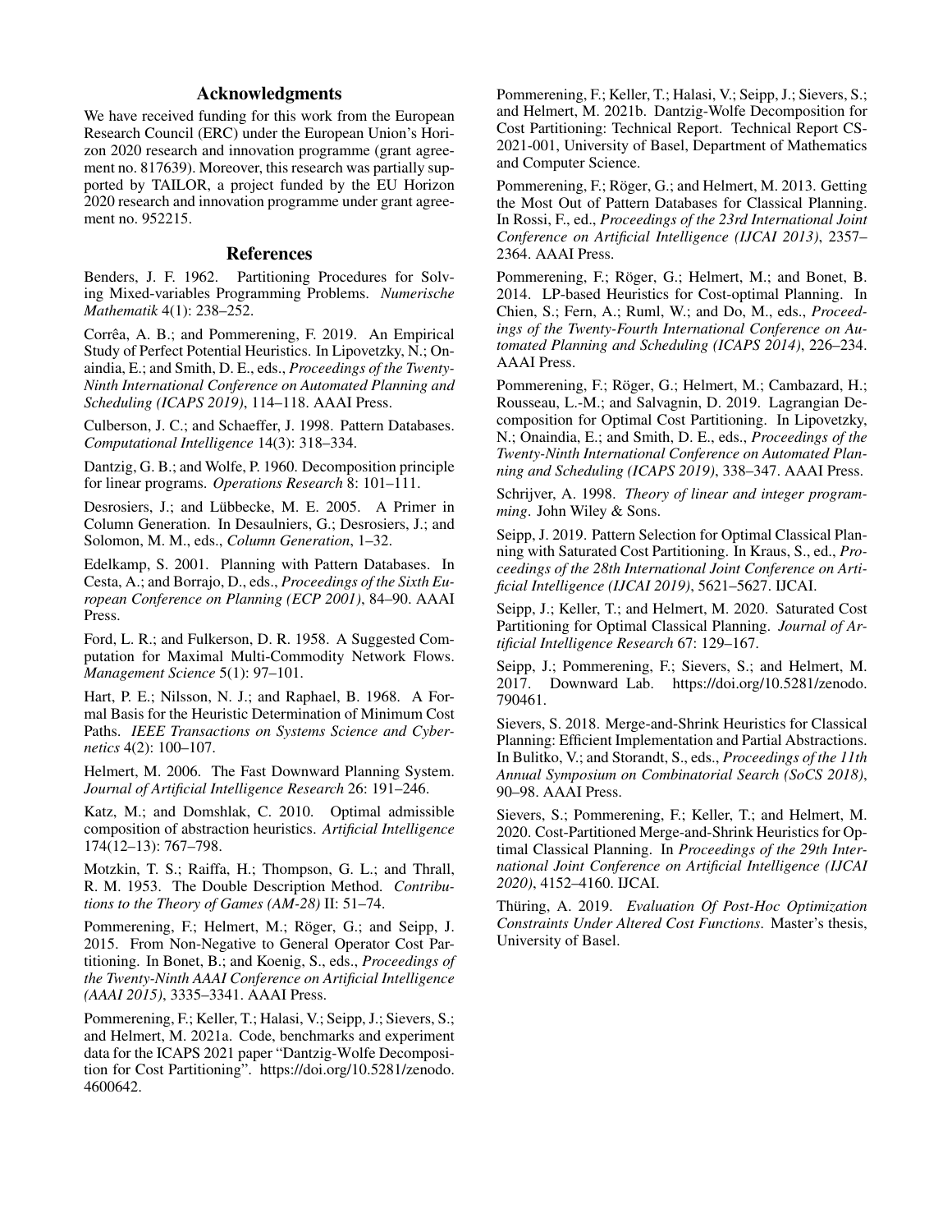## Acknowledgments

We have received funding for this work from the European Research Council (ERC) under the European Union's Horizon 2020 research and innovation programme (grant agreement no. 817639). Moreover, this research was partially supported by TAILOR, a project funded by the EU Horizon 2020 research and innovation programme under grant agreement no. 952215.

## References

Benders, J. F. 1962. Partitioning Procedures for Solving Mixed-variables Programming Problems. *Numerische Mathematik* 4(1): 238–252.

Corrêa, A. B.; and Pommerening, F. 2019. An Empirical Study of Perfect Potential Heuristics. In Lipovetzky, N.; Onaindia, E.; and Smith, D. E., eds., *Proceedings of the Twenty-Ninth International Conference on Automated Planning and Scheduling (ICAPS 2019)*, 114–118. AAAI Press.

Culberson, J. C.; and Schaeffer, J. 1998. Pattern Databases. *Computational Intelligence* 14(3): 318–334.

Dantzig, G. B.; and Wolfe, P. 1960. Decomposition principle for linear programs. *Operations Research* 8: 101–111.

Desrosiers, J.; and Lübbecke, M. E. 2005. A Primer in Column Generation. In Desaulniers, G.; Desrosiers, J.; and Solomon, M. M., eds., *Column Generation*, 1–32.

Edelkamp, S. 2001. Planning with Pattern Databases. In Cesta, A.; and Borrajo, D., eds., *Proceedings of the Sixth European Conference on Planning (ECP 2001)*, 84–90. AAAI Press.

Ford, L. R.; and Fulkerson, D. R. 1958. A Suggested Computation for Maximal Multi-Commodity Network Flows. *Management Science* 5(1): 97–101.

Hart, P. E.; Nilsson, N. J.; and Raphael, B. 1968. A Formal Basis for the Heuristic Determination of Minimum Cost Paths. *IEEE Transactions on Systems Science and Cybernetics* 4(2): 100–107.

Helmert, M. 2006. The Fast Downward Planning System. *Journal of Artificial Intelligence Research* 26: 191–246.

Katz, M.; and Domshlak, C. 2010. Optimal admissible composition of abstraction heuristics. *Artificial Intelligence* 174(12–13): 767–798.

Motzkin, T. S.; Raiffa, H.; Thompson, G. L.; and Thrall, R. M. 1953. The Double Description Method. *Contributions to the Theory of Games (AM-28)* II: 51–74.

Pommerening, F.; Helmert, M.; Röger, G.; and Seipp, J. 2015. From Non-Negative to General Operator Cost Partitioning. In Bonet, B.; and Koenig, S., eds., *Proceedings of the Twenty-Ninth AAAI Conference on Artificial Intelligence (AAAI 2015)*, 3335–3341. AAAI Press.

Pommerening, F.; Keller, T.; Halasi, V.; Seipp, J.; Sievers, S.; and Helmert, M. 2021a. Code, benchmarks and experiment data for the ICAPS 2021 paper "Dantzig-Wolfe Decomposition for Cost Partitioning". https://doi.org/10.5281/zenodo.4600642.

Pommerening, F.; Keller, T.; Halasi, V.; Seipp, J.; Sievers, S.; and Helmert, M. 2021b. Dantzig-Wolfe Decomposition for Cost Partitioning: Technical Report. Technical Report CS-2021-001, University of Basel, Department of Mathematics and Computer Science.

Pommerening, F.; Röger, G.; and Helmert, M. 2013. Getting the Most Out of Pattern Databases for Classical Planning. In Rossi, F., ed., *Proceedings of the 23rd International Joint Conference on Artificial Intelligence (IJCAI 2013)*, 2357–2364. AAAI Press.

Pommerening, F.; Röger, G.; Helmert, M.; and Bonet, B. 2014. LP-based Heuristics for Cost-optimal Planning. In Chien, S.; Fern, A.; Ruml, W.; and Do, M., eds., *Proceedings of the Twenty-Fourth International Conference on Automated Planning and Scheduling (ICAPS 2014)*, 226–234. AAAI Press.

Pommerening, F.; Röger, G.; Helmert, M.; Cambazard, H.; Rousseau, L.-M.; and Salvagnin, D. 2019. Lagrangian Decomposition for Optimal Cost Partitioning. In Lipovetzky, N.; Onaindia, E.; and Smith, D. E., eds., *Proceedings of the Twenty-Ninth International Conference on Automated Planning and Scheduling (ICAPS 2019)*, 338–347. AAAI Press.

Schrijver, A. 1998. *Theory of linear and integer programming*. John Wiley & Sons.

Seipp, J. 2019. Pattern Selection for Optimal Classical Planning with Saturated Cost Partitioning. In Kraus, S., ed., *Proceedings of the 28th International Joint Conference on Artificial Intelligence (IJCAI 2019)*, 5621–5627. IJCAI.

Seipp, J.; Keller, T.; and Helmert, M. 2020. Saturated Cost Partitioning for Optimal Classical Planning. *Journal of Artificial Intelligence Research* 67: 129–167.

Seipp, J.; Pommerening, F.; Sievers, S.; and Helmert, M. 2017. Downward Lab. https://doi.org/10.5281/zenodo.790461.

Sievers, S. 2018. Merge-and-Shrink Heuristics for Classical Planning: Efficient Implementation and Partial Abstractions. In Bulitko, V.; and Storandt, S., eds., *Proceedings of the 11th Annual Symposium on Combinatorial Search (SoCS 2018)*, 90–98. AAAI Press.

Sievers, S.; Pommerening, F.; Keller, T.; and Helmert, M. 2020. Cost-Partitioned Merge-and-Shrink Heuristics for Optimal Classical Planning. In *Proceedings of the 29th International Joint Conference on Artificial Intelligence (IJCAI 2020)*, 4152–4160. IJCAI.

Thüring, A. 2019. *Evaluation Of Post-Hoc Optimization Constraints Under Altered Cost Functions*. Master's thesis, University of Basel.